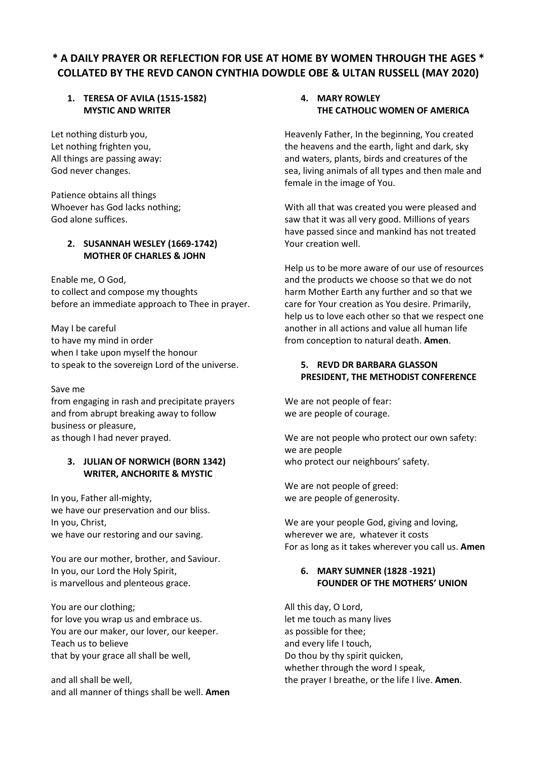# * A DAILY PRAYER OR REFLECTION FOR USE AT HOME BY WOMEN THROUGH THE AGES * COLLATED BY THE REVD CANON CYNTHIA DOWDLE OBE & ULTAN RUSSELL (MAY 2020)

### 1. TERESA OF AVILA (1515-1582) MYSTIC AND WRITER

Let nothing disturb you,
Let nothing frighten you,
All things are passing away:
God never changes.

Patience obtains all things
Whoever has God lacks nothing;
God alone suffices.

### 2. SUSANNAH WESLEY (1669-1742) MOTHER 0F CHARLES & JOHN

Enable me, O God,
to collect and compose my thoughts
before an immediate approach to Thee in prayer.

May I be careful
to have my mind in order
when I take upon myself the honour
to speak to the sovereign Lord of the universe.

Save me
from engaging in rash and precipitate prayers
and from abrupt breaking away to follow
business or pleasure,
as though I had never prayed.

### 3. JULIAN OF NORWICH (BORN 1342) WRITER, ANCHORITE & MYSTIC

In you, Father all-mighty,
we have our preservation and our bliss.
In you, Christ,
we have our restoring and our saving.

You are our mother, brother, and Saviour.
In you, our Lord the Holy Spirit,
is marvellous and plenteous grace.

You are our clothing;
for love you wrap us and embrace us.
You are our maker, our lover, our keeper.
Teach us to believe
that by your grace all shall be well,

and all shall be well,
and all manner of things shall be well. **Amen**

### 4. MARY ROWLEY THE CATHOLIC WOMEN OF AMERICA

Heavenly Father, In the beginning, You created the heavens and the earth, light and dark, sky and waters, plants, birds and creatures of the sea, living animals of all types and then male and female in the image of You.

With all that was created you were pleased and saw that it was all very good. Millions of years have passed since and mankind has not treated Your creation well.

Help us to be more aware of our use of resources and the products we choose so that we do not harm Mother Earth any further and so that we care for Your creation as You desire. Primarily, help us to love each other so that we respect one another in all actions and value all human life from conception to natural death. **Amen**.

### 5. REVD DR BARBARA GLASSON PRESIDENT, THE METHODIST CONFERENCE

We are not people of fear:
we are people of courage.

We are not people who protect our own safety:
we are people
who protect our neighbours' safety.

We are not people of greed:
we are people of generosity.

We are your people God, giving and loving,
wherever we are, whatever it costs
For as long as it takes wherever you call us. **Amen**

### 6. MARY SUMNER (1828 -1921) FOUNDER OF THE MOTHERS' UNION

All this day, O Lord,
let me touch as many lives
as possible for thee;
and every life I touch,
Do thou by thy spirit quicken,
whether through the word I speak,
the prayer I breathe, or the life I live. **Amen**.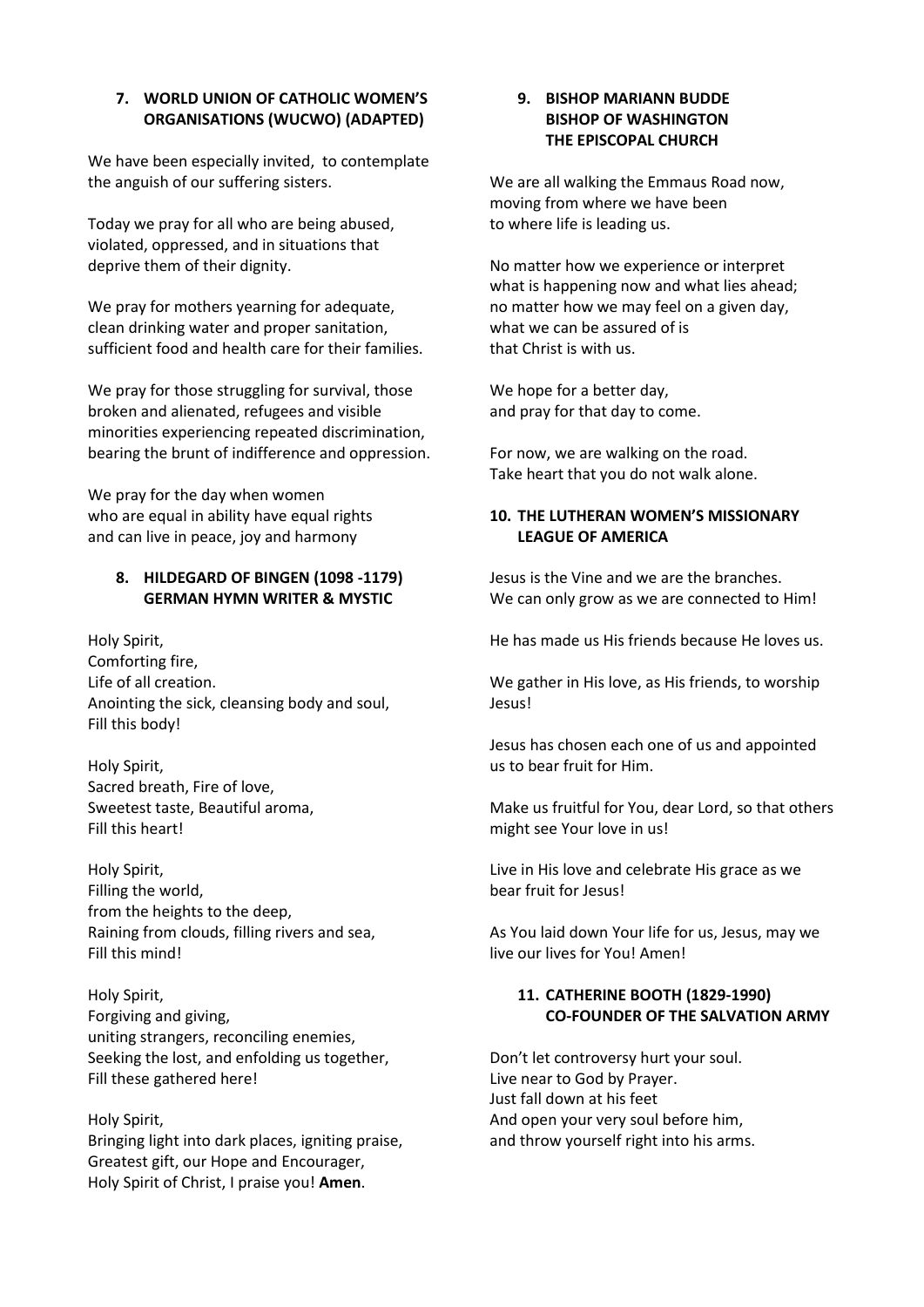### 7. WORLD UNION OF CATHOLIC WOMEN'S ORGANISATIONS (WUCWO) (ADAPTED)

We have been especially invited, to contemplate the anguish of our suffering sisters.

Today we pray for all who are being abused, violated, oppressed, and in situations that deprive them of their dignity.

We pray for mothers yearning for adequate, clean drinking water and proper sanitation, sufficient food and health care for their families.

We pray for those struggling for survival, those broken and alienated, refugees and visible minorities experiencing repeated discrimination, bearing the brunt of indifference and oppression.

We pray for the day when women who are equal in ability have equal rights and can live in peace, joy and harmony

### 8. HILDEGARD OF BINGEN (1098 -1179) GERMAN HYMN WRITER & MYSTIC

Holy Spirit,  
Comforting fire,  
Life of all creation.  
Anointing the sick, cleansing body and soul,  
Fill this body!

Holy Spirit,  
Sacred breath, Fire of love,  
Sweetest taste, Beautiful aroma,  
Fill this heart!

Holy Spirit,  
Filling the world,  
from the heights to the deep,  
Raining from clouds, filling rivers and sea,  
Fill this mind!

Holy Spirit,  
Forgiving and giving,  
uniting strangers, reconciling enemies,  
Seeking the lost, and enfolding us together,  
Fill these gathered here!

Holy Spirit,  
Bringing light into dark places, igniting praise,  
Greatest gift, our Hope and Encourager,  
Holy Spirit of Christ, I praise you! **Amen**.

### 9. BISHOP MARIANN BUDDE BISHOP OF WASHINGTON THE EPISCOPAL CHURCH

We are all walking the Emmaus Road now,  
moving from where we have been  
to where life is leading us.

No matter how we experience or interpret  
what is happening now and what lies ahead;  
no matter how we may feel on a given day,  
what we can be assured of is  
that Christ is with us.

We hope for a better day,  
and pray for that day to come.

For now, we are walking on the road.  
Take heart that you do not walk alone.

### 10. THE LUTHERAN WOMEN'S MISSIONARY LEAGUE OF AMERICA

Jesus is the Vine and we are the branches.  
We can only grow as we are connected to Him!

He has made us His friends because He loves us.

We gather in His love, as His friends, to worship Jesus!

Jesus has chosen each one of us and appointed us to bear fruit for Him.

Make us fruitful for You, dear Lord, so that others might see Your love in us!

Live in His love and celebrate His grace as we bear fruit for Jesus!

As You laid down Your life for us, Jesus, may we live our lives for You! Amen!

### 11. CATHERINE BOOTH (1829-1990) CO-FOUNDER OF THE SALVATION ARMY

Don't let controversy hurt your soul.  
Live near to God by Prayer.  
Just fall down at his feet  
And open your very soul before him,  
and throw yourself right into his arms.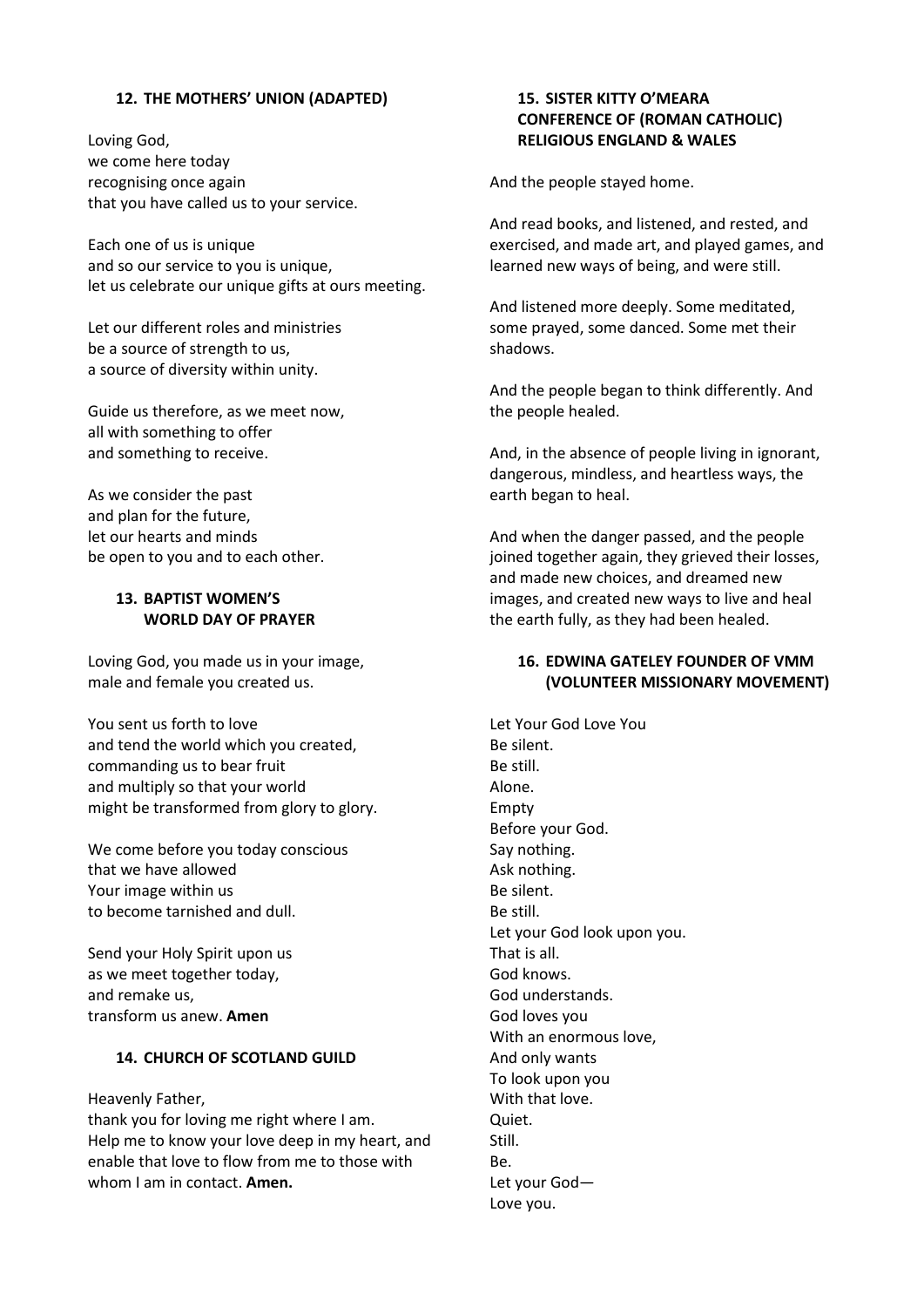## 12. THE MOTHERS' UNION (ADAPTED)

Loving God,
we come here today
recognising once again
that you have called us to your service.

Each one of us is unique
and so our service to you is unique,
let us celebrate our unique gifts at ours meeting.

Let our different roles and ministries
be a source of strength to us,
a source of diversity within unity.

Guide us therefore, as we meet now,
all with something to offer
and something to receive.

As we consider the past
and plan for the future,
let our hearts and minds
be open to you and to each other.

## 13. BAPTIST WOMEN'S WORLD DAY OF PRAYER

Loving God, you made us in your image,
male and female you created us.

You sent us forth to love
and tend the world which you created,
commanding us to bear fruit
and multiply so that your world
might be transformed from glory to glory.

We come before you today conscious
that we have allowed
Your image within us
to become tarnished and dull.

Send your Holy Spirit upon us
as we meet together today,
and remake us,
transform us anew. **Amen**

## 14. CHURCH OF SCOTLAND GUILD

Heavenly Father,
thank you for loving me right where I am.
Help me to know your love deep in my heart, and enable that love to flow from me to those with whom I am in contact. **Amen.**

## 15. SISTER KITTY O'MEARA CONFERENCE OF (ROMAN CATHOLIC) RELIGIOUS ENGLAND & WALES

And the people stayed home.

And read books, and listened, and rested, and exercised, and made art, and played games, and learned new ways of being, and were still.

And listened more deeply. Some meditated, some prayed, some danced. Some met their shadows.

And the people began to think differently. And the people healed.

And, in the absence of people living in ignorant, dangerous, mindless, and heartless ways, the earth began to heal.

And when the danger passed, and the people joined together again, they grieved their losses, and made new choices, and dreamed new images, and created new ways to live and heal the earth fully, as they had been healed.

## 16. EDWINA GATELEY FOUNDER OF VMM (VOLUNTEER MISSIONARY MOVEMENT)

Let Your God Love You
Be silent.
Be still.
Alone.
Empty
Before your God.
Say nothing.
Ask nothing.
Be silent.
Be still.
Let your God look upon you.
That is all.
God knows.
God understands.
God loves you
With an enormous love,
And only wants
To look upon you
With that love.
Quiet.
Still.
Be.
Let your God—
Love you.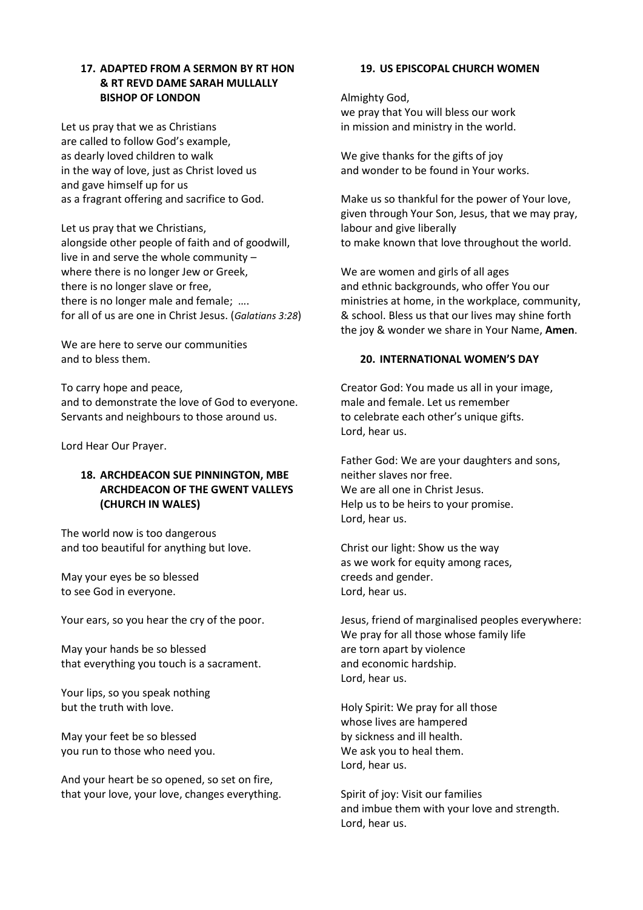### 17. ADAPTED FROM A SERMON BY RT HON & RT REVD DAME SARAH MULLALLY BISHOP OF LONDON

Let us pray that we as Christians
are called to follow God's example,
as dearly loved children to walk
in the way of love, just as Christ loved us
and gave himself up for us
as a fragrant offering and sacrifice to God.

Let us pray that we Christians,
alongside other people of faith and of goodwill,
live in and serve the whole community –
where there is no longer Jew or Greek,
there is no longer slave or free,
there is no longer male and female; ….
for all of us are one in Christ Jesus. (*Galatians 3:28*)

We are here to serve our communities
and to bless them.

To carry hope and peace,
and to demonstrate the love of God to everyone.
Servants and neighbours to those around us.

Lord Hear Our Prayer.

### 18. ARCHDEACON SUE PINNINGTON, MBE ARCHDEACON OF THE GWENT VALLEYS (CHURCH IN WALES)

The world now is too dangerous
and too beautiful for anything but love.

May your eyes be so blessed
to see God in everyone.

Your ears, so you hear the cry of the poor.

May your hands be so blessed
that everything you touch is a sacrament.

Your lips, so you speak nothing
but the truth with love.

May your feet be so blessed
you run to those who need you.

And your heart be so opened, so set on fire,
that your love, your love, changes everything.

### 19. US EPISCOPAL CHURCH WOMEN

Almighty God,
we pray that You will bless our work
in mission and ministry in the world.

We give thanks for the gifts of joy
and wonder to be found in Your works.

Make us so thankful for the power of Your love,
given through Your Son, Jesus, that we may pray,
labour and give liberally
to make known that love throughout the world.

We are women and girls of all ages
and ethnic backgrounds, who offer You our
ministries at home, in the workplace, community,
& school. Bless us that our lives may shine forth
the joy & wonder we share in Your Name, **Amen**.

### 20. INTERNATIONAL WOMEN'S DAY

Creator God: You made us all in your image,
male and female. Let us remember
to celebrate each other's unique gifts.
Lord, hear us.

Father God: We are your daughters and sons,
neither slaves nor free.
We are all one in Christ Jesus.
Help us to be heirs to your promise.
Lord, hear us.

Christ our light: Show us the way
as we work for equity among races,
creeds and gender.
Lord, hear us.

Jesus, friend of marginalised peoples everywhere:
We pray for all those whose family life
are torn apart by violence
and economic hardship.
Lord, hear us.

Holy Spirit: We pray for all those
whose lives are hampered
by sickness and ill health.
We ask you to heal them.
Lord, hear us.

Spirit of joy: Visit our families
and imbue them with your love and strength.
Lord, hear us.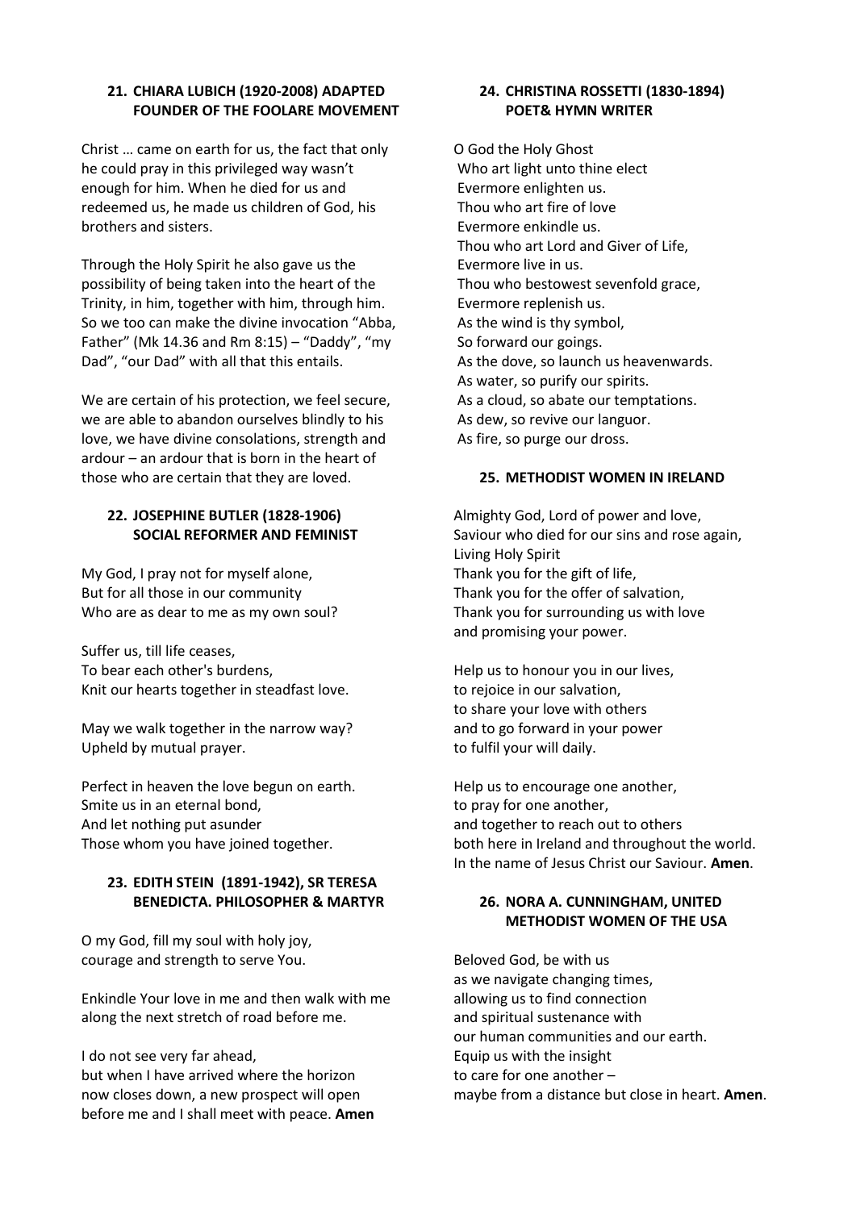## 21. CHIARA LUBICH (1920-2008) ADAPTED FOUNDER OF THE FOOLARE MOVEMENT

Christ … came on earth for us, the fact that only he could pray in this privileged way wasn't enough for him. When he died for us and redeemed us, he made us children of God, his brothers and sisters.

Through the Holy Spirit he also gave us the possibility of being taken into the heart of the Trinity, in him, together with him, through him. So we too can make the divine invocation "Abba, Father" (Mk 14.36 and Rm 8:15) – "Daddy", "my Dad", "our Dad" with all that this entails.

We are certain of his protection, we feel secure, we are able to abandon ourselves blindly to his love, we have divine consolations, strength and ardour – an ardour that is born in the heart of those who are certain that they are loved.

## 22. JOSEPHINE BUTLER (1828-1906) SOCIAL REFORMER AND FEMINIST

My God, I pray not for myself alone,
But for all those in our community
Who are as dear to me as my own soul?

Suffer us, till life ceases,
To bear each other's burdens,
Knit our hearts together in steadfast love.

May we walk together in the narrow way?
Upheld by mutual prayer.

Perfect in heaven the love begun on earth.
Smite us in an eternal bond,
And let nothing put asunder
Those whom you have joined together.

## 23. EDITH STEIN (1891-1942), SR TERESA BENEDICTA. PHILOSOPHER & MARTYR

O my God, fill my soul with holy joy,
courage and strength to serve You.

Enkindle Your love in me and then walk with me
along the next stretch of road before me.

I do not see very far ahead,
but when I have arrived where the horizon
now closes down, a new prospect will open
before me and I shall meet with peace. **Amen**

## 24. CHRISTINA ROSSETTI (1830-1894) POET& HYMN WRITER

O God the Holy Ghost
Who art light unto thine elect
Evermore enlighten us.
Thou who art fire of love
Evermore enkindle us.
Thou who art Lord and Giver of Life,
Evermore live in us.
Thou who bestowest sevenfold grace,
Evermore replenish us.
As the wind is thy symbol,
So forward our goings.
As the dove, so launch us heavenwards.
As water, so purify our spirits.
As a cloud, so abate our temptations.
As dew, so revive our languor.
As fire, so purge our dross.

## 25. METHODIST WOMEN IN IRELAND

Almighty God, Lord of power and love,
Saviour who died for our sins and rose again,
Living Holy Spirit
Thank you for the gift of life,
Thank you for the offer of salvation,
Thank you for surrounding us with love
and promising your power.

Help us to honour you in our lives,
to rejoice in our salvation,
to share your love with others
and to go forward in your power
to fulfil your will daily.

Help us to encourage one another,
to pray for one another,
and together to reach out to others
both here in Ireland and throughout the world.
In the name of Jesus Christ our Saviour. **Amen**.

## 26. NORA A. CUNNINGHAM, UNITED METHODIST WOMEN OF THE USA

Beloved God, be with us
as we navigate changing times,
allowing us to find connection
and spiritual sustenance with
our human communities and our earth.
Equip us with the insight
to care for one another –
maybe from a distance but close in heart. **Amen**.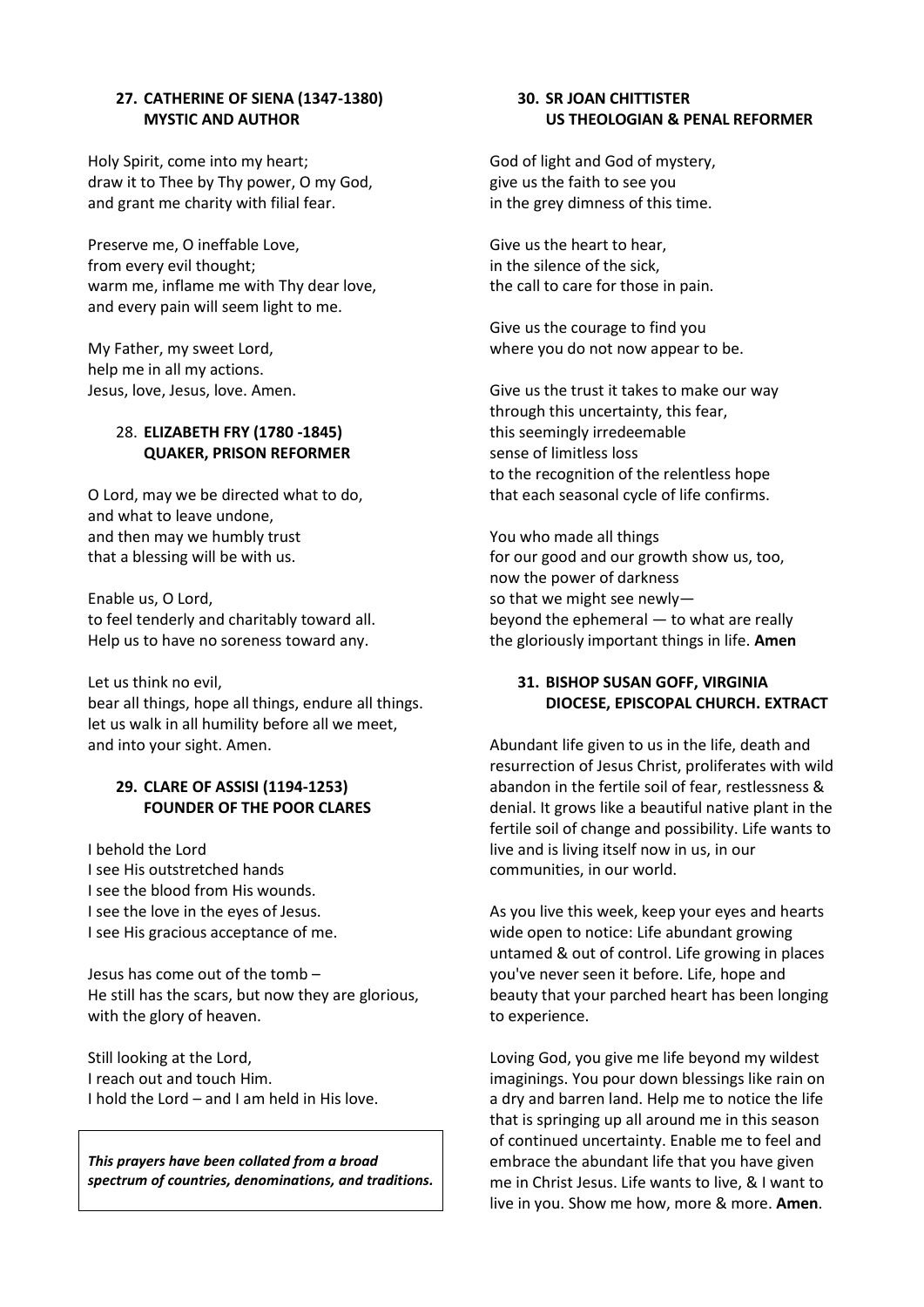### 27. CATHERINE OF SIENA (1347-1380) MYSTIC AND AUTHOR

Holy Spirit, come into my heart;
draw it to Thee by Thy power, O my God,
and grant me charity with filial fear.

Preserve me, O ineffable Love,
from every evil thought;
warm me, inflame me with Thy dear love,
and every pain will seem light to me.

My Father, my sweet Lord,
help me in all my actions.
Jesus, love, Jesus, love. Amen.

### 28. ELIZABETH FRY (1780 -1845) QUAKER, PRISON REFORMER

O Lord, may we be directed what to do,
and what to leave undone,
and then may we humbly trust
that a blessing will be with us.

Enable us, O Lord,
to feel tenderly and charitably toward all.
Help us to have no soreness toward any.

Let us think no evil,
bear all things, hope all things, endure all things.
let us walk in all humility before all we meet,
and into your sight. Amen.

### 29. CLARE OF ASSISI (1194-1253) FOUNDER OF THE POOR CLARES

I behold the Lord
I see His outstretched hands
I see the blood from His wounds.
I see the love in the eyes of Jesus.
I see His gracious acceptance of me.

Jesus has come out of the tomb –
He still has the scars, but now they are glorious,
with the glory of heaven.

Still looking at the Lord,
I reach out and touch Him.
I hold the Lord – and I am held in His love.

***This prayers have been collated from a broad spectrum of countries, denominations, and traditions.***

### 30. SR JOAN CHITTISTER US THEOLOGIAN & PENAL REFORMER

God of light and God of mystery,
give us the faith to see you
in the grey dimness of this time.

Give us the heart to hear,
in the silence of the sick,
the call to care for those in pain.

Give us the courage to find you
where you do not now appear to be.

Give us the trust it takes to make our way
through this uncertainty, this fear,
this seemingly irredeemable
sense of limitless loss
to the recognition of the relentless hope
that each seasonal cycle of life confirms.

You who made all things
for our good and our growth show us, too,
now the power of darkness
so that we might see newly—
beyond the ephemeral — to what are really
the gloriously important things in life. **Amen**

### 31. BISHOP SUSAN GOFF, VIRGINIA DIOCESE, EPISCOPAL CHURCH. EXTRACT

Abundant life given to us in the life, death and resurrection of Jesus Christ, proliferates with wild abandon in the fertile soil of fear, restlessness & denial. It grows like a beautiful native plant in the fertile soil of change and possibility. Life wants to live and is living itself now in us, in our communities, in our world.

As you live this week, keep your eyes and hearts wide open to notice: Life abundant growing untamed & out of control. Life growing in places you've never seen it before. Life, hope and beauty that your parched heart has been longing to experience.

Loving God, you give me life beyond my wildest imaginings. You pour down blessings like rain on a dry and barren land. Help me to notice the life that is springing up all around me in this season of continued uncertainty. Enable me to feel and embrace the abundant life that you have given me in Christ Jesus. Life wants to live, & I want to live in you. Show me how, more & more. **Amen**.